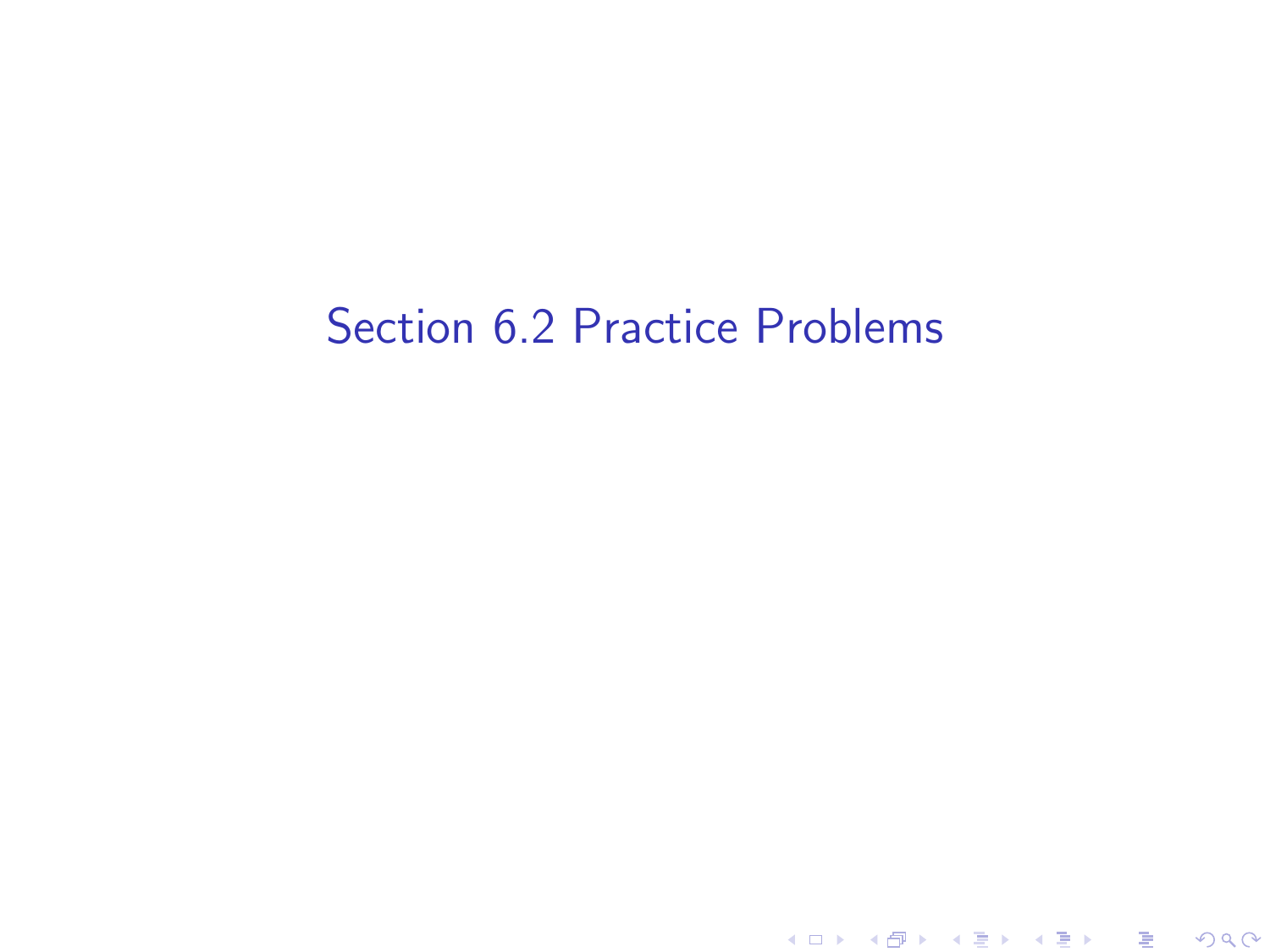# Section 6.2 Practice Problems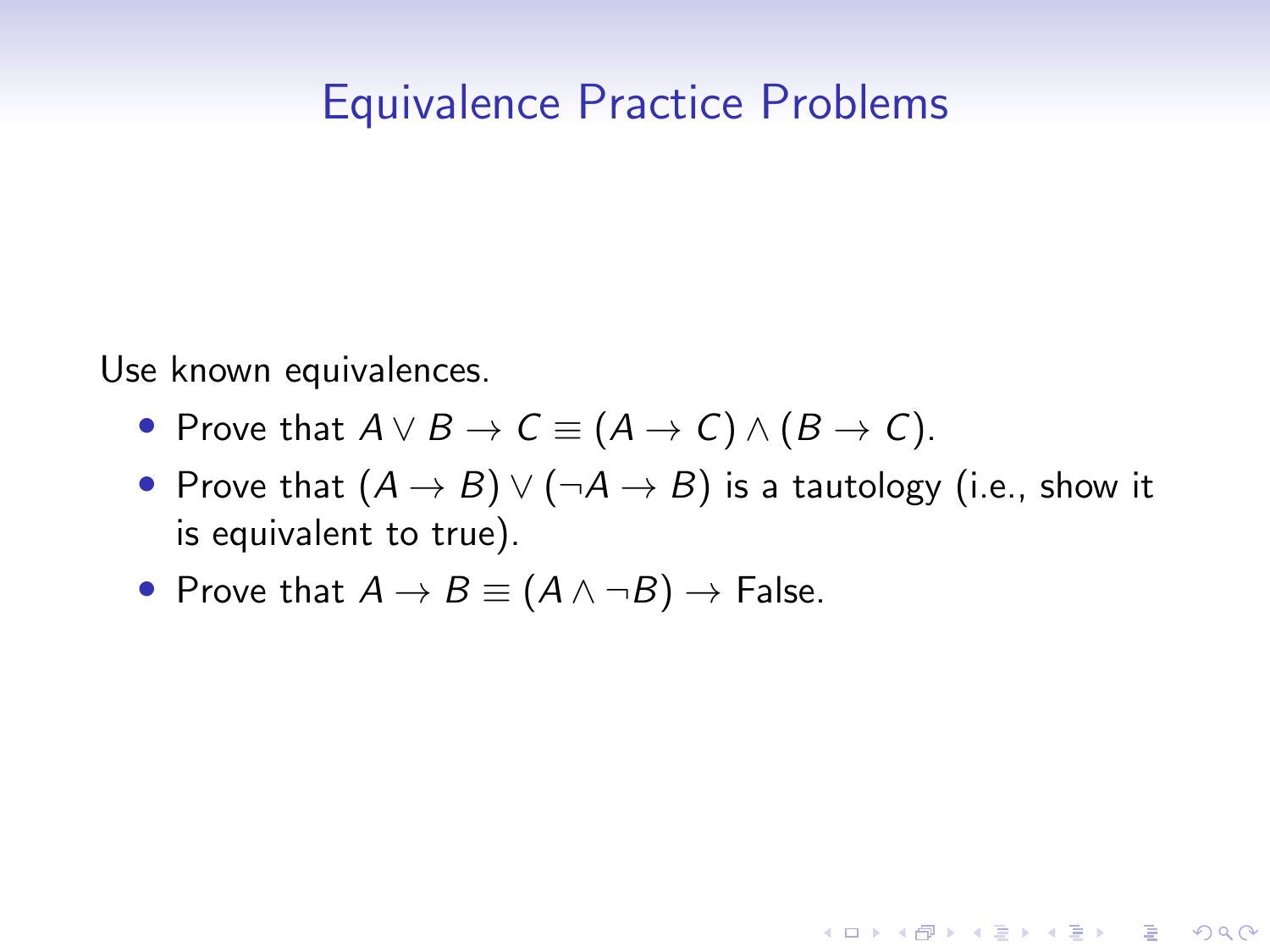# Equivalence Practice Problems

Use known equivalences.

- Prove that $A \vee B \to C \equiv (A \to C) \wedge (B \to C)$.
- Prove that $(A \to B) \vee (\neg A \to B)$ is a tautology (i.e., show it is equivalent to true).
- Prove that $A \to B \equiv (A \wedge \neg B) \to \text{False}$.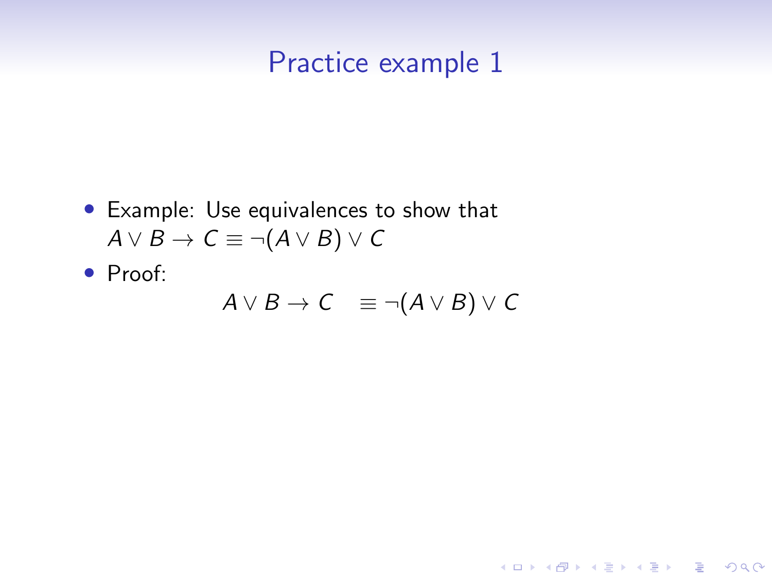# Practice example 1

- Example: Use equivalences to show that $A \vee B \rightarrow C \equiv \neg(A \vee B) \vee C$
- Proof:

$$A \vee B \rightarrow C \quad \equiv \neg(A \vee B) \vee C$$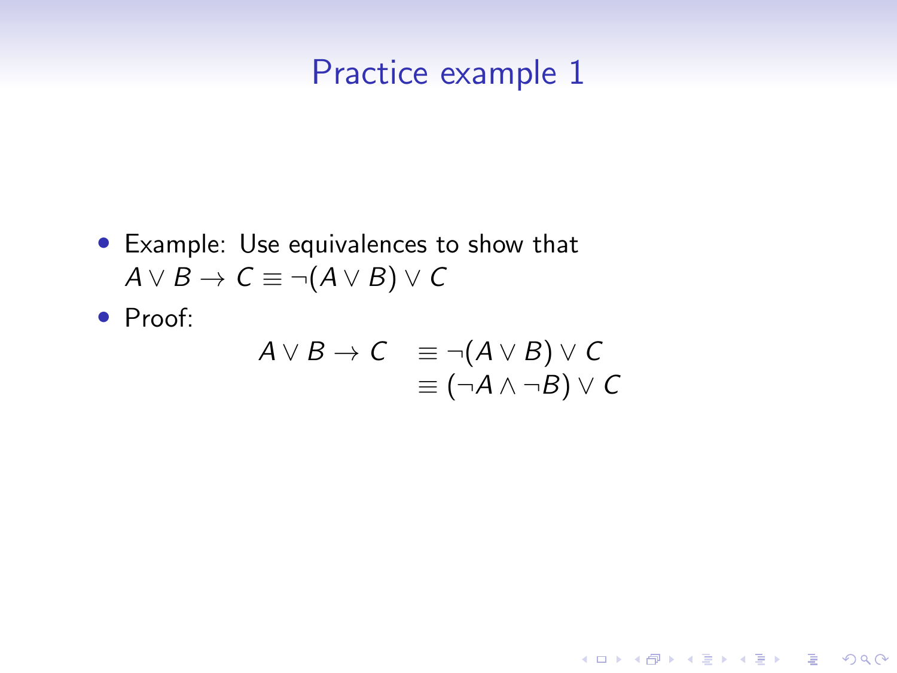# Practice example 1

- Example: Use equivalences to show that $A \vee B \rightarrow C \equiv \neg(A \vee B) \vee C$
- Proof:

$$
\begin{aligned}
A \vee B \rightarrow C &\equiv \neg(A \vee B) \vee C \\
&\equiv (\neg A \wedge \neg B) \vee C
\end{aligned}
$$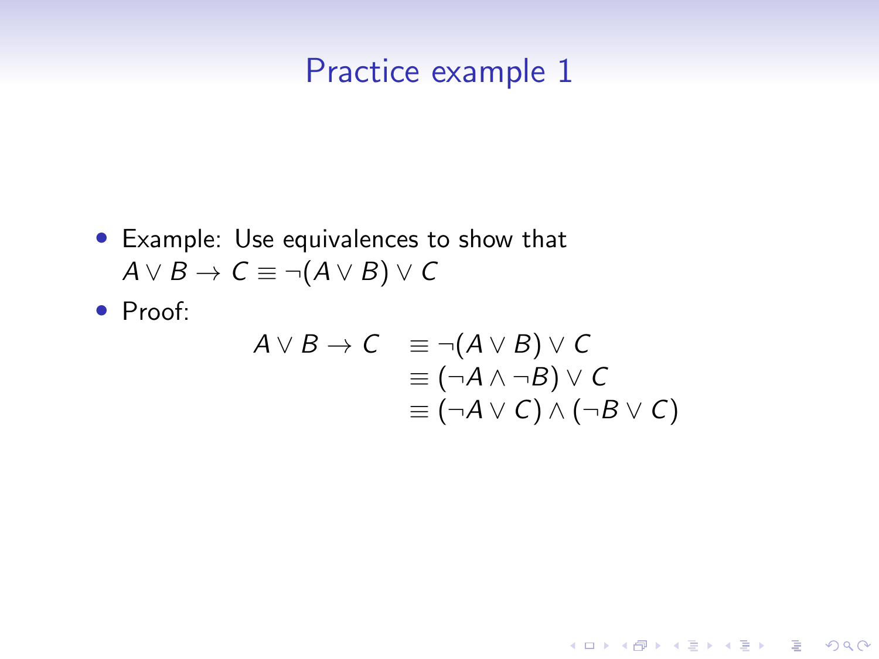# Practice example 1

- Example: Use equivalences to show that $A \vee B \rightarrow C \equiv \neg(A \vee B) \vee C$
- Proof:

$$
\begin{aligned}
A \vee B \rightarrow C \quad & \equiv \neg(A \vee B) \vee C \\
& \equiv (\neg A \wedge \neg B) \vee C \\
& \equiv (\neg A \vee C) \wedge (\neg B \vee C)
\end{aligned}
$$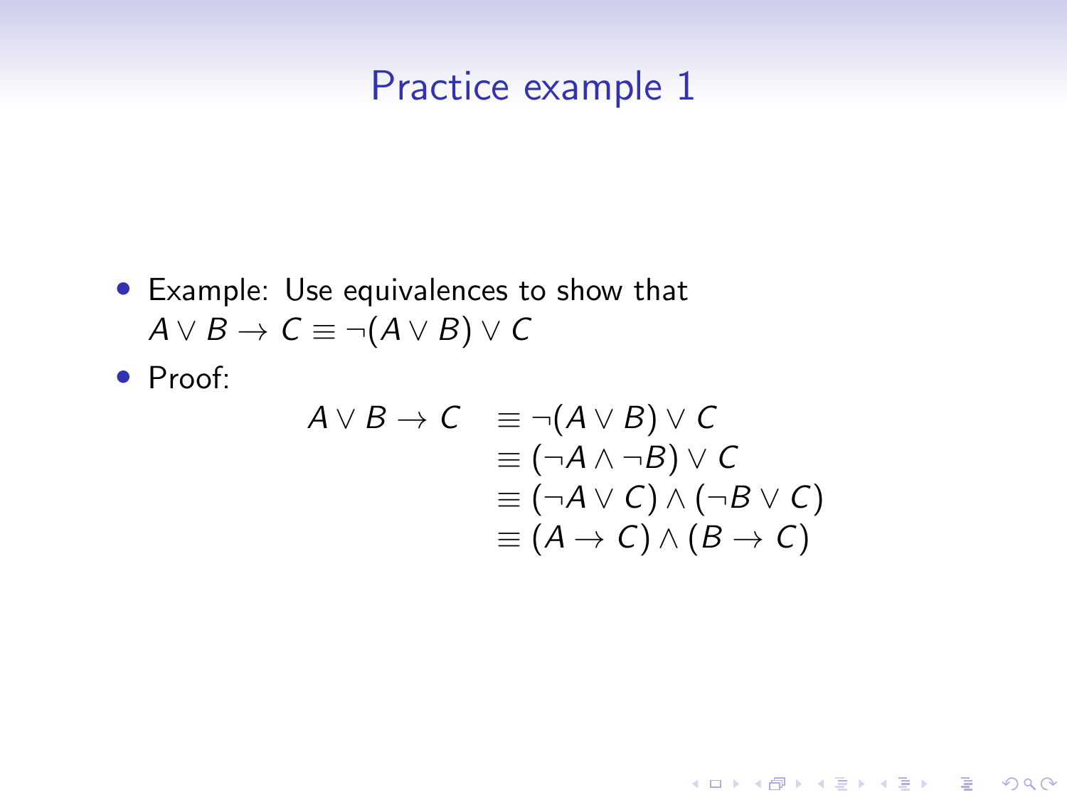# Practice example 1

- Example: Use equivalences to show that $A \vee B \to C \equiv \neg(A \vee B) \vee C$
- Proof:

$$
\begin{aligned}
A \vee B \to C \quad & \equiv \neg(A \vee B) \vee C \\
& \equiv (\neg A \wedge \neg B) \vee C \\
& \equiv (\neg A \vee C) \wedge (\neg B \vee C) \\
& \equiv (A \to C) \wedge (B \to C)
\end{aligned}
$$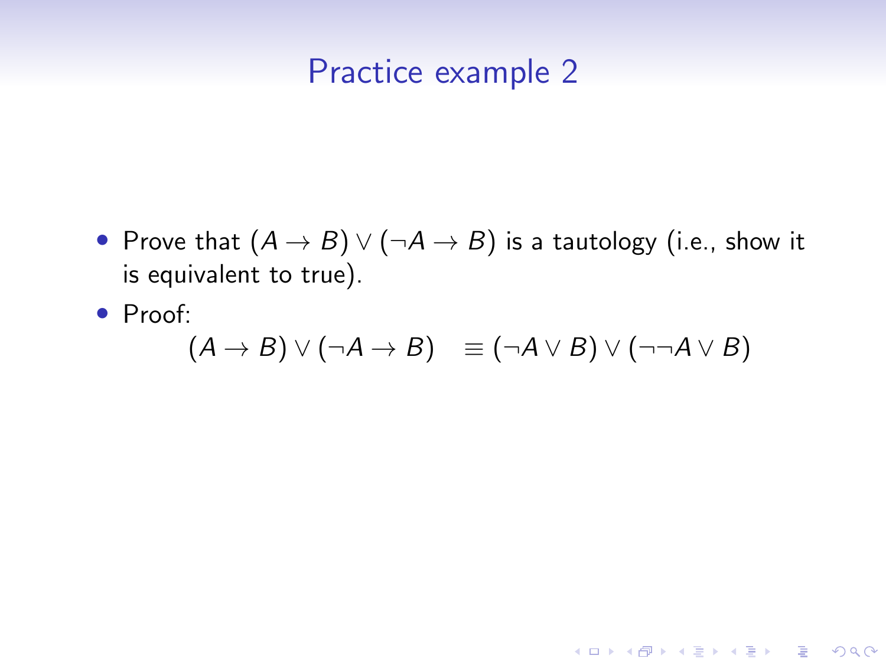# Practice example 2

- Prove that $(A \to B) \lor (\neg A \to B)$ is a tautology (i.e., show it is equivalent to true).
- Proof:

$$(A \to B) \lor (\neg A \to B) \quad \equiv (\neg A \lor B) \lor (\neg\neg A \lor B)$$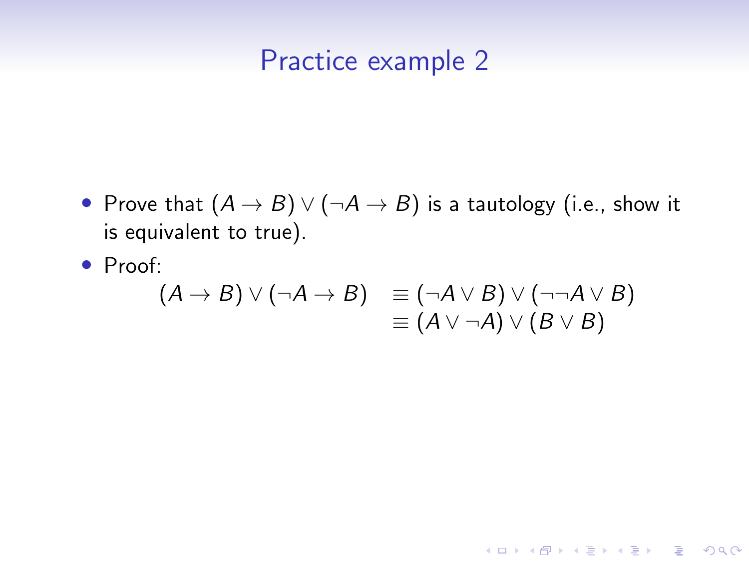## Practice example 2

- Prove that $(A \to B) \vee (\neg A \to B)$ is a tautology (i.e., show it is equivalent to true).
- Proof:

$$
\begin{aligned}
(A \to B) \vee (\neg A \to B) &\equiv (\neg A \vee B) \vee (\neg\neg A \vee B) \\
&\equiv (A \vee \neg A) \vee (B \vee B)
\end{aligned}
$$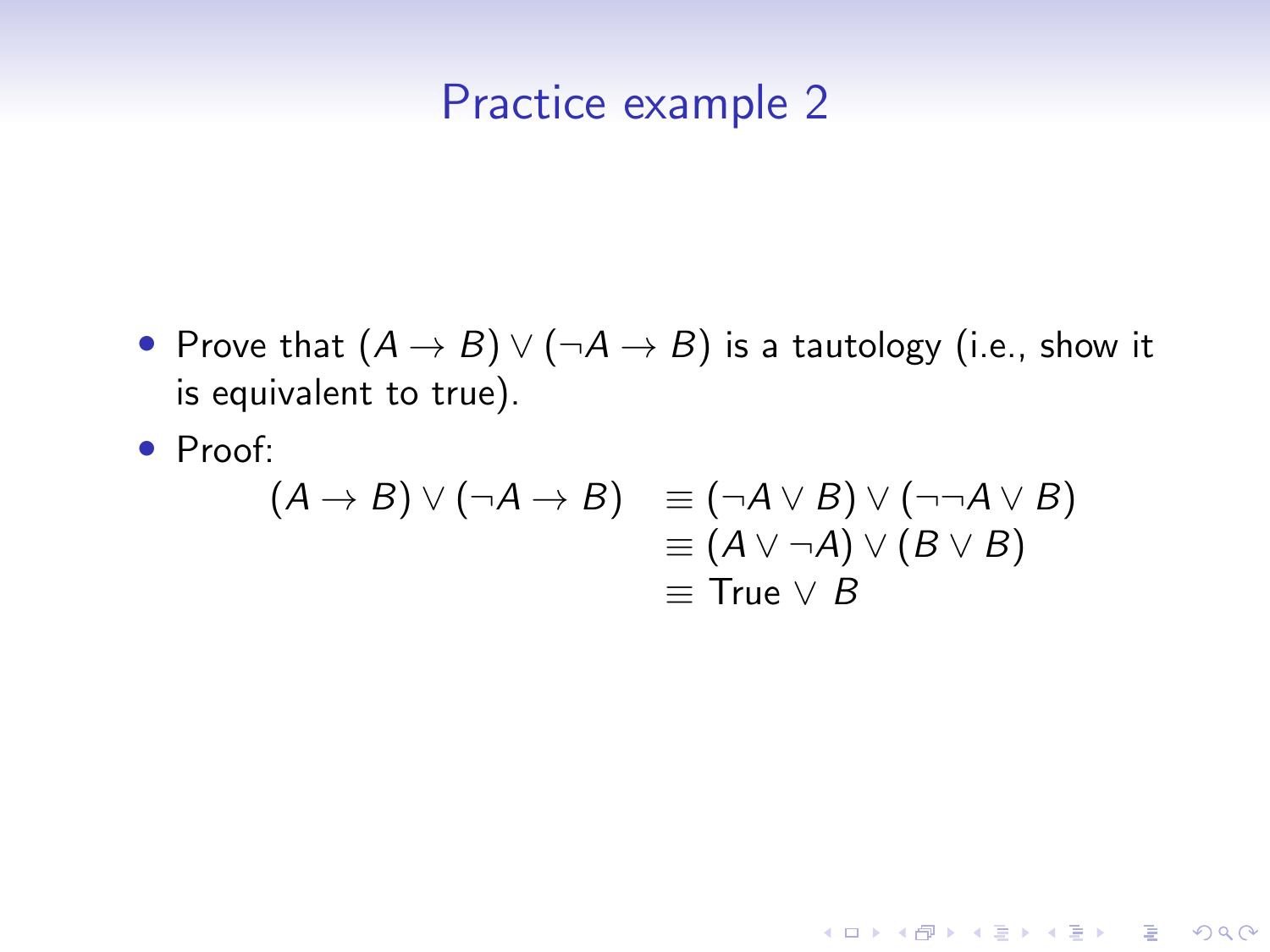# Practice example 2

- Prove that $(A \rightarrow B) \vee (\neg A \rightarrow B)$ is a tautology (i.e., show it is equivalent to true).
- Proof:

$$
\begin{aligned}
(A \rightarrow B) \vee (\neg A \rightarrow B) &\equiv (\neg A \vee B) \vee (\neg\neg A \vee B) \\
&\equiv (A \vee \neg A) \vee (B \vee B) \\
&\equiv \text{True} \vee B
\end{aligned}
$$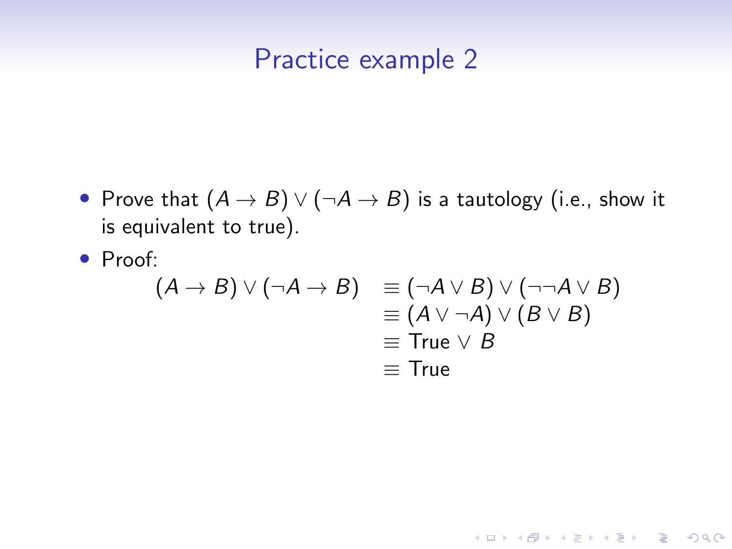# Practice example 2

- Prove that $(A \rightarrow B) \vee (\neg A \rightarrow B)$ is a tautology (i.e., show it is equivalent to true).
- Proof:

$$
\begin{aligned}
(A \rightarrow B) \vee (\neg A \rightarrow B) \quad & \equiv (\neg A \vee B) \vee (\neg\neg A \vee B) \\
& \equiv (A \vee \neg A) \vee (B \vee B) \\
& \equiv \text{True} \vee B \\
& \equiv \text{True}
\end{aligned}
$$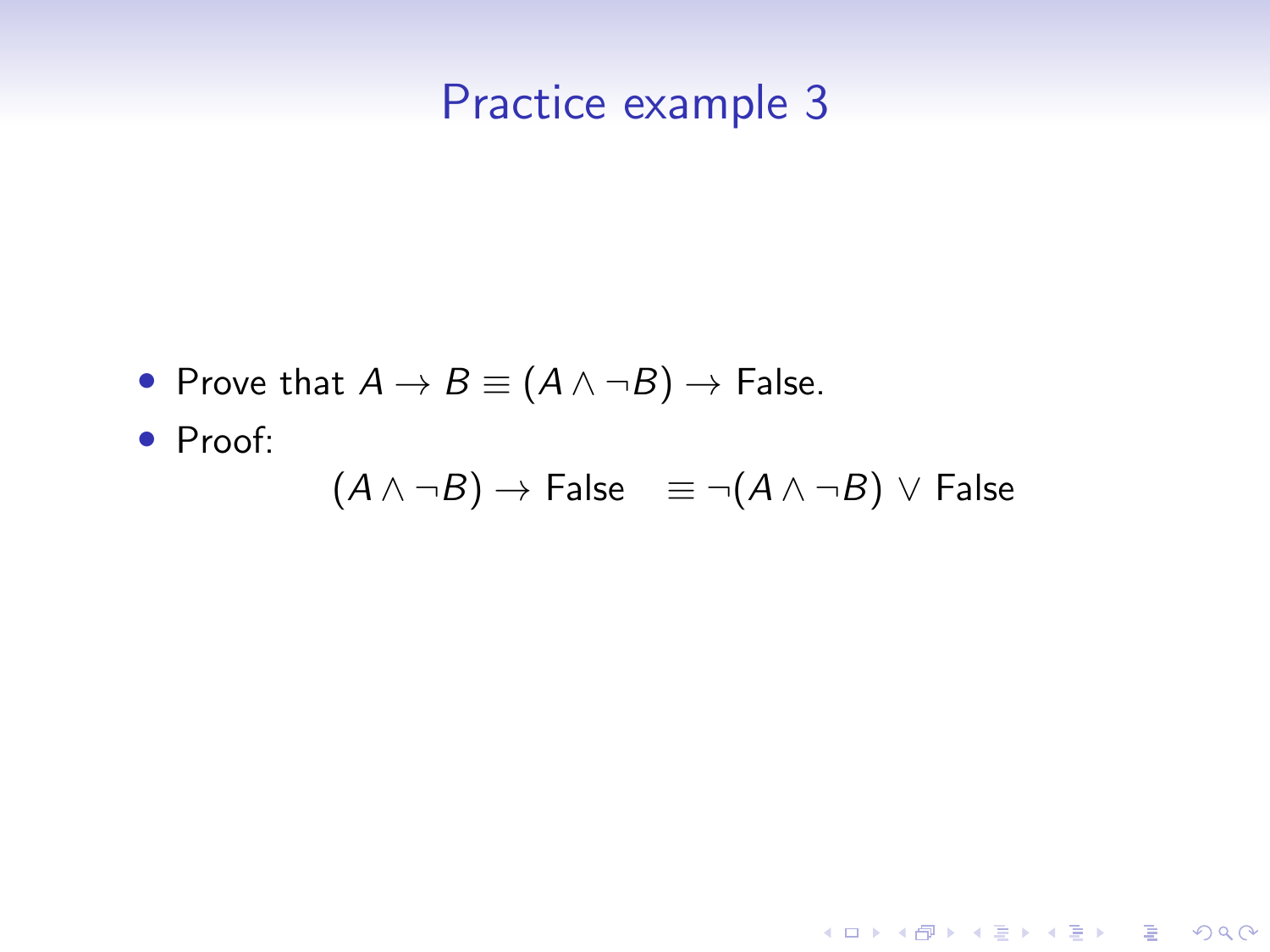# Practice example 3

- Prove that $A \rightarrow B \equiv (A \wedge \neg B) \rightarrow \text{False}$.
- Proof:

$$(A \wedge \neg B) \rightarrow \text{False} \quad \equiv \neg(A \wedge \neg B) \vee \text{False}$$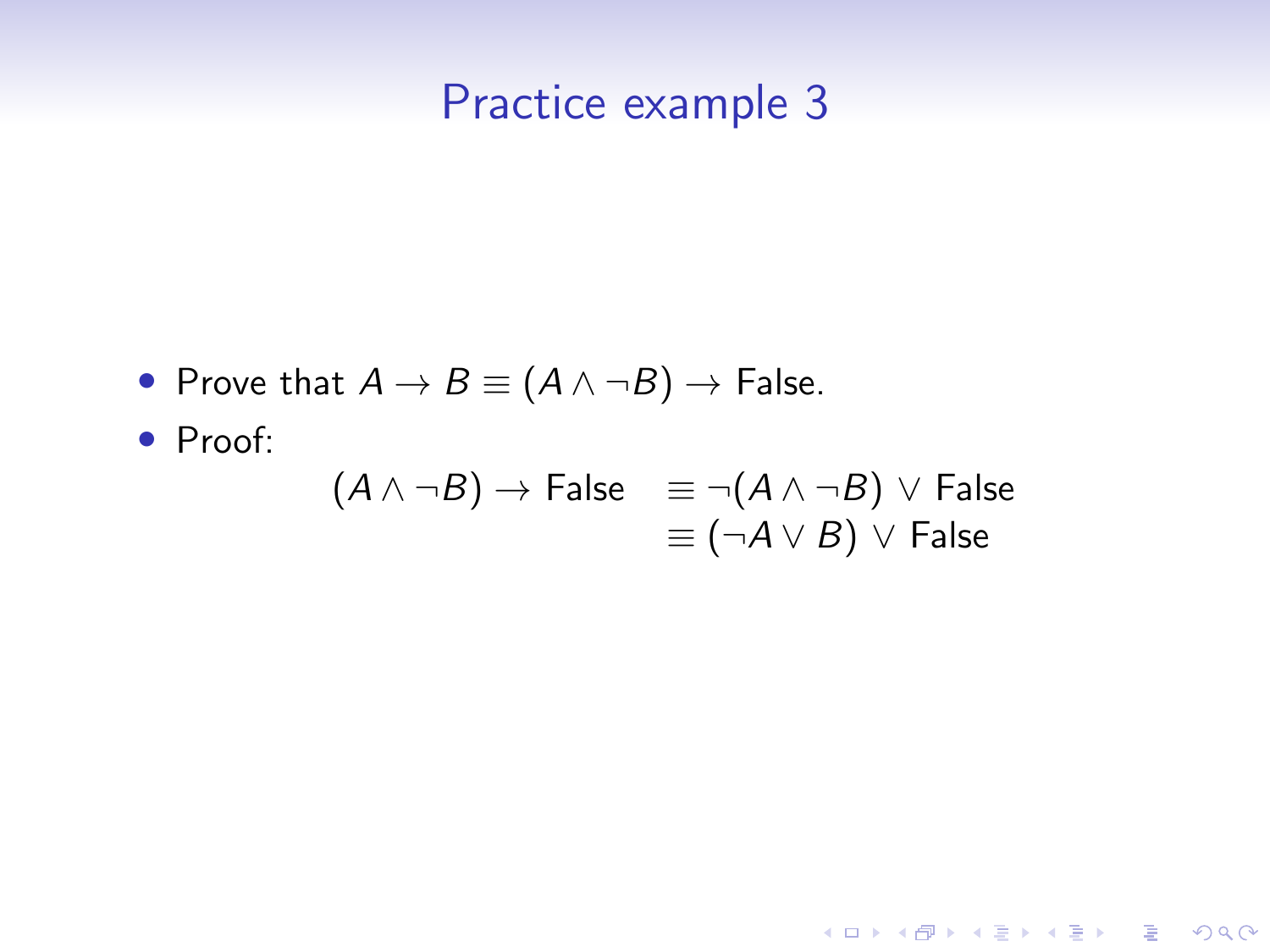# Practice example 3

- Prove that $A \rightarrow B \equiv (A \wedge \neg B) \rightarrow \text{False}$.
- Proof:

$$
\begin{aligned}
(A \wedge \neg B) \rightarrow \text{False} \quad &\equiv \neg(A \wedge \neg B) \vee \text{False} \\
&\equiv (\neg A \vee B) \vee \text{False}
\end{aligned}
$$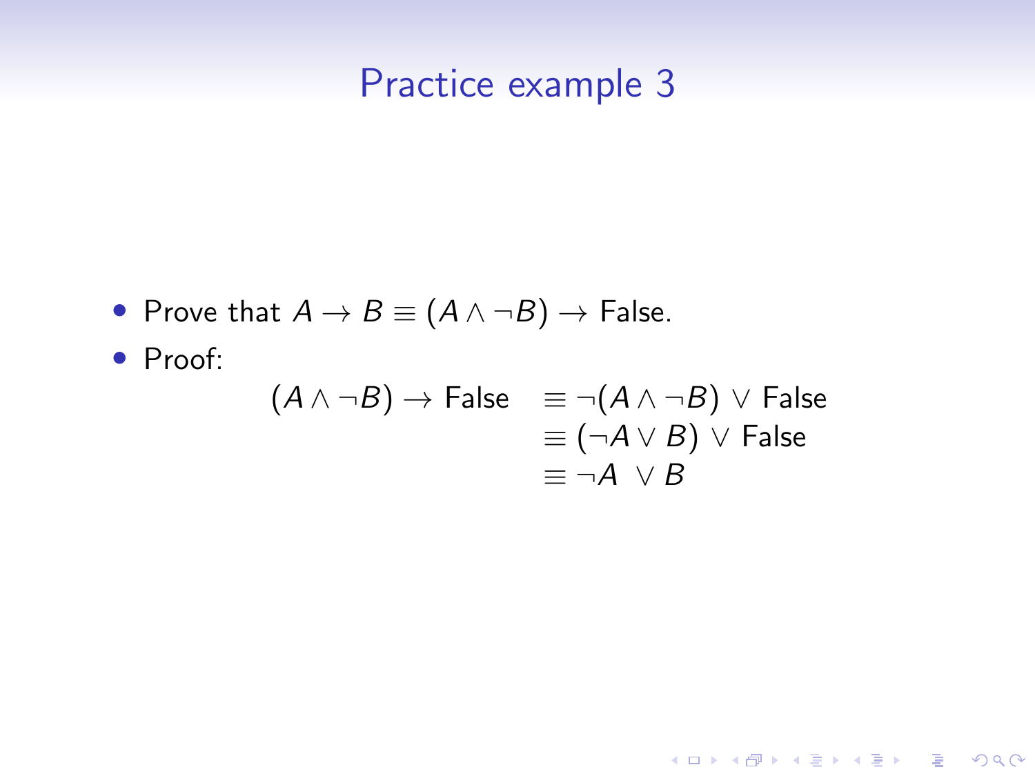# Practice example 3

- Prove that $A \to B \equiv (A \wedge \neg B) \to \text{False}$.
- Proof:

$$
\begin{aligned}
(A \wedge \neg B) \to \text{False} \quad &\equiv \neg(A \wedge \neg B) \vee \text{False} \\
&\equiv (\neg A \vee B) \vee \text{False} \\
&\equiv \neg A \vee B
\end{aligned}
$$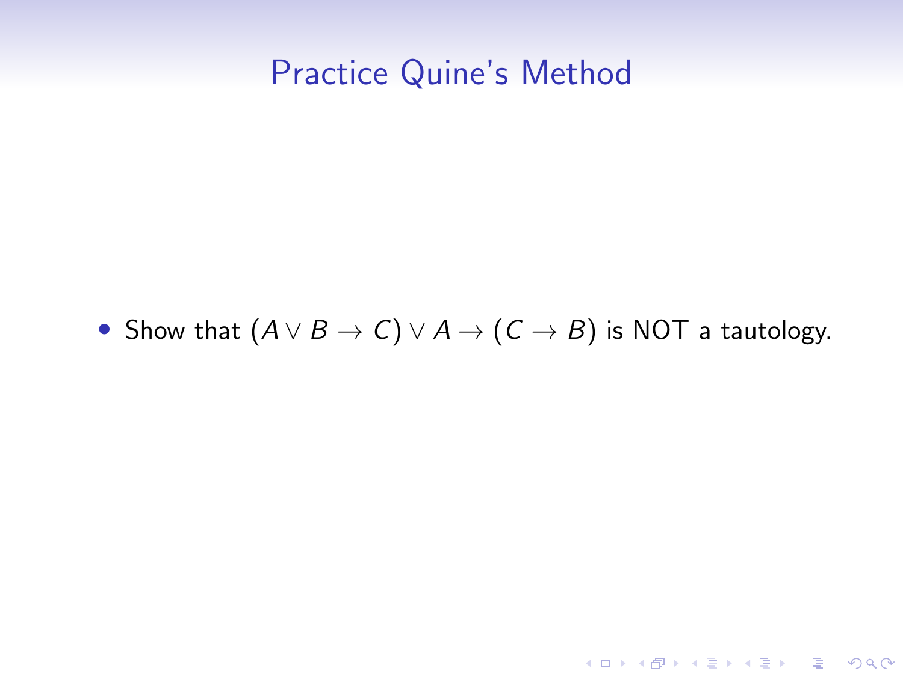# Practice Quine's Method

- Show that $(A \vee B \rightarrow C) \vee A \rightarrow (C \rightarrow B)$ is NOT a tautology.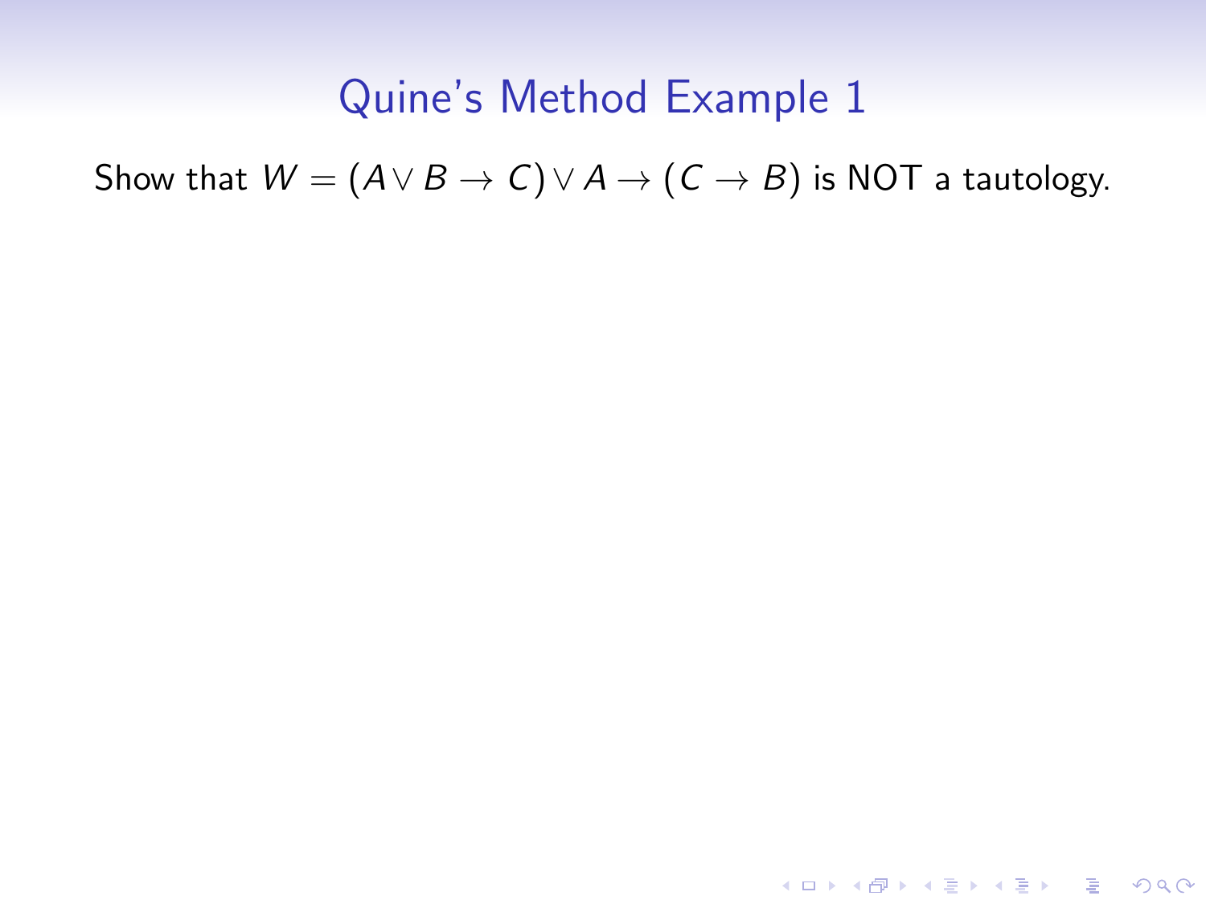# Quine's Method Example 1

Show that $W = (A \vee B \rightarrow C) \vee A \rightarrow (C \rightarrow B)$ is NOT a tautology.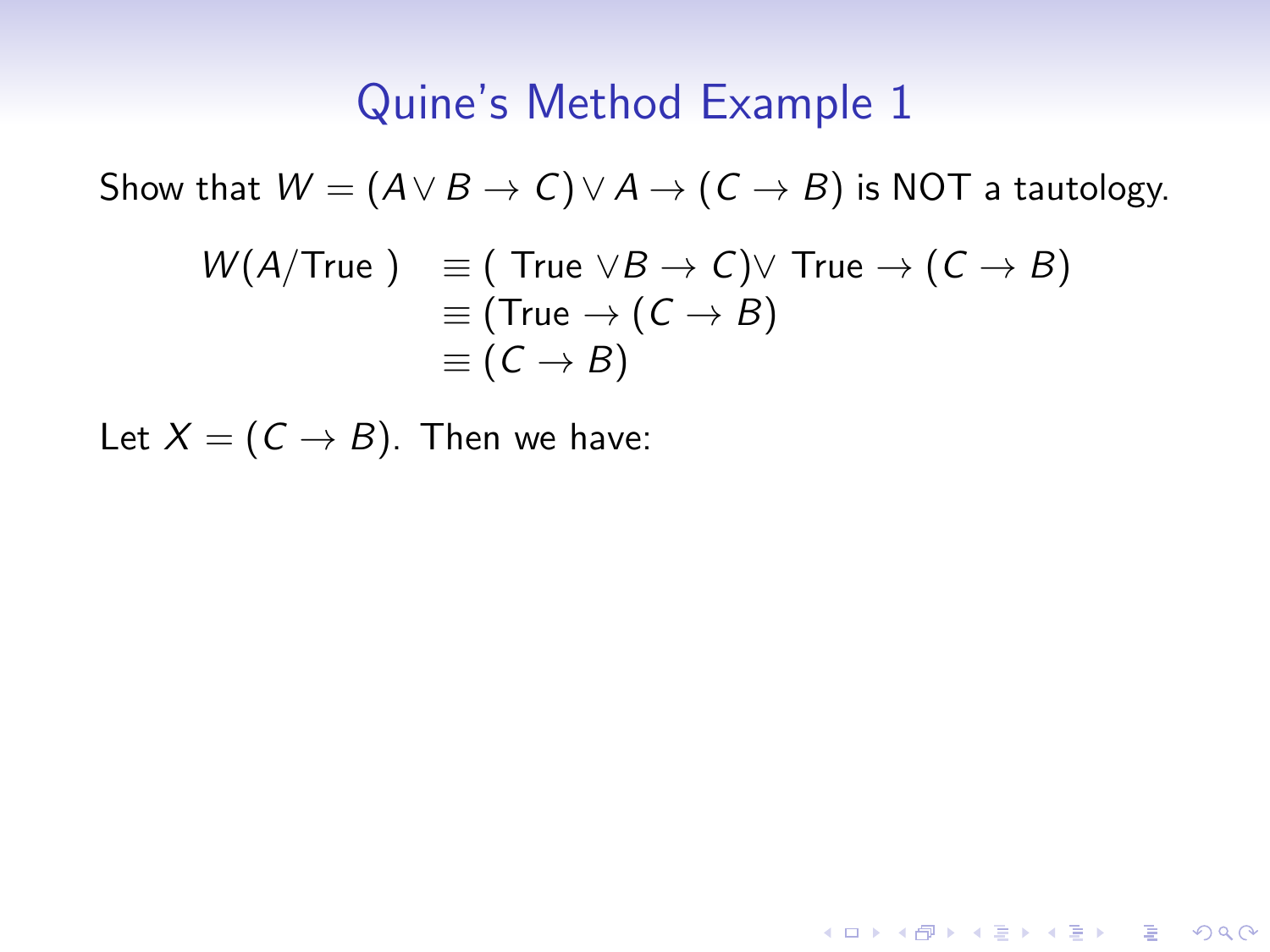# Quine's Method Example 1

Show that $W = (A \vee B \rightarrow C) \vee A \rightarrow (C \rightarrow B)$ is NOT a tautology.

$$
\begin{aligned}
W(A/\text{True}) &\equiv (\text{ True } \vee B \rightarrow C) \vee \text{ True} \rightarrow (C \rightarrow B) \\
&\equiv (\text{True} \rightarrow (C \rightarrow B) \\
&\equiv (C \rightarrow B)
\end{aligned}
$$

Let $X = (C \rightarrow B)$. Then we have: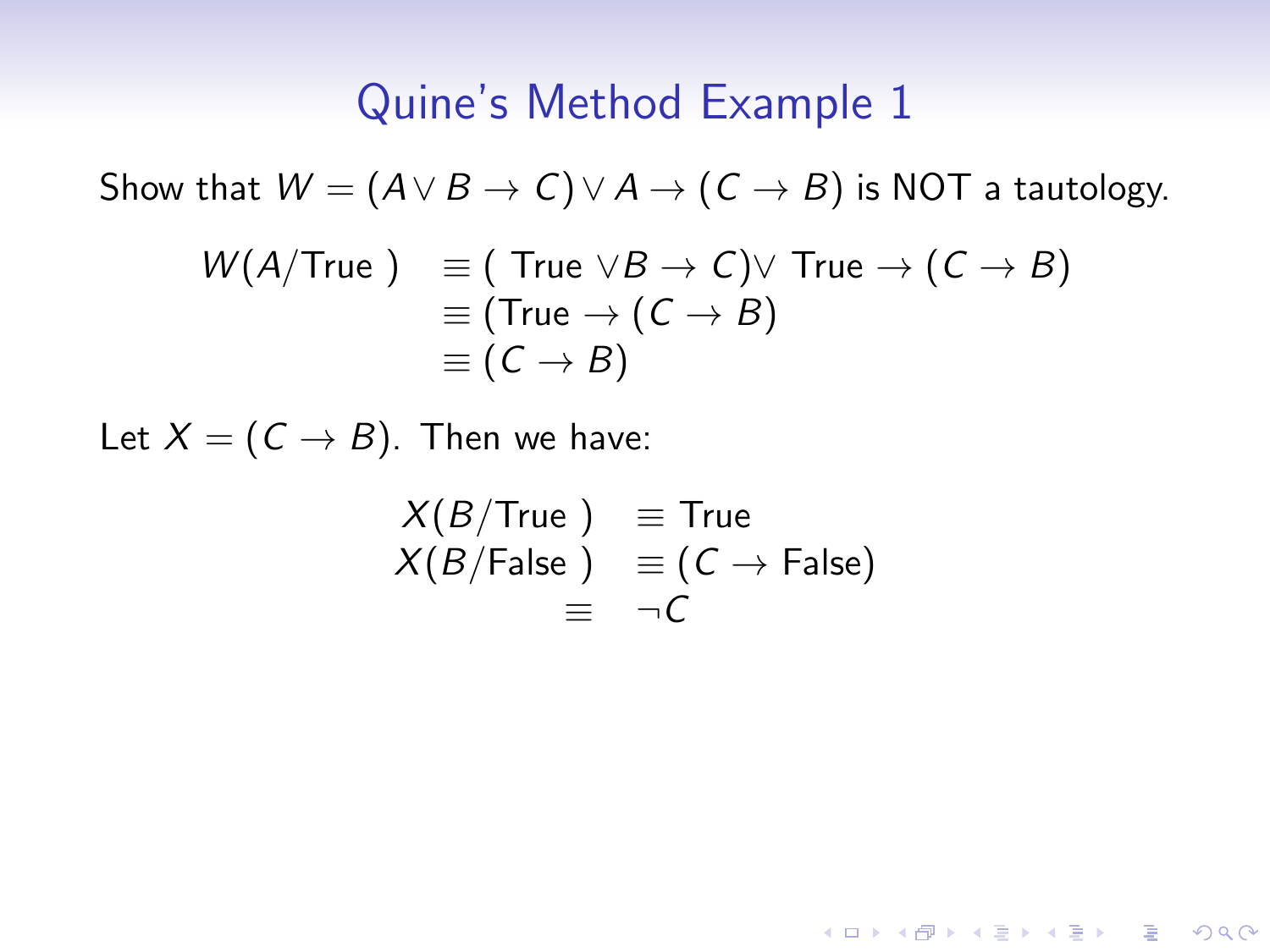# Quine's Method Example 1

Show that $W = (A \vee B \rightarrow C) \vee A \rightarrow (C \rightarrow B)$ is NOT a tautology.

$$
\begin{aligned}
W(A/\text{True}) &\equiv (\text{ True } \vee B \rightarrow C) \vee \text{ True} \rightarrow (C \rightarrow B) \\
&\equiv (\text{True} \rightarrow (C \rightarrow B) \\
&\equiv (C \rightarrow B)
\end{aligned}
$$

Let $X = (C \rightarrow B)$. Then we have:

$$
\begin{aligned}
X(B/\text{True}) &\equiv \text{True} \\
X(B/\text{False}) &\equiv (C \rightarrow \text{False}) \\
&\equiv \neg C
\end{aligned}
$$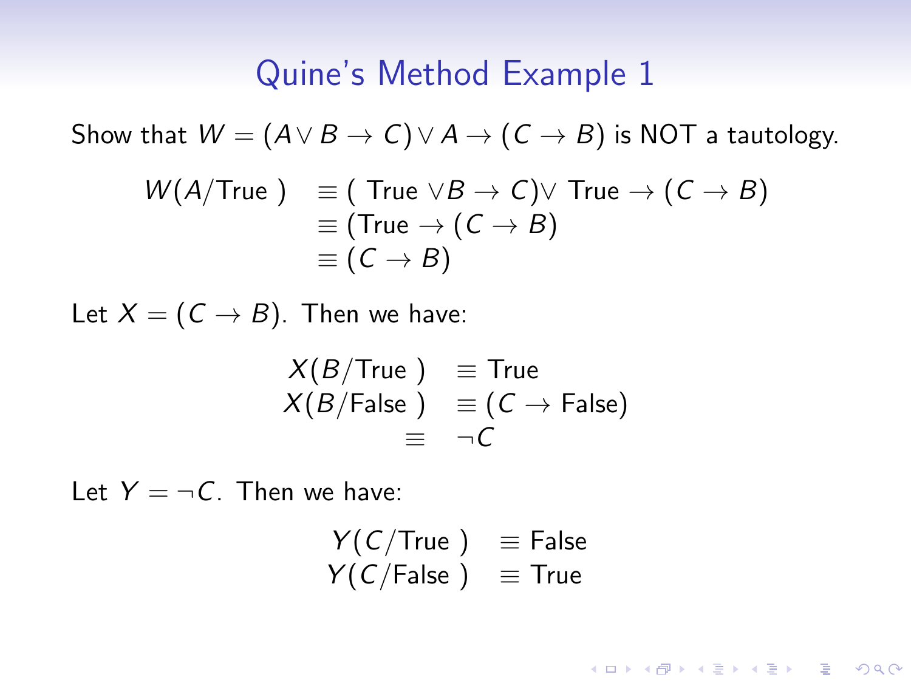# Quine's Method Example 1

Show that $W = (A \vee B \rightarrow C) \vee A \rightarrow (C \rightarrow B)$ is NOT a tautology.

$$
\begin{aligned}
W(A/\text{True}) &\equiv (\text{ True } \vee B \rightarrow C) \vee \text{ True} \rightarrow (C \rightarrow B) \\
&\equiv (\text{True} \rightarrow (C \rightarrow B) \\
&\equiv (C \rightarrow B)
\end{aligned}
$$

Let $X = (C \rightarrow B)$. Then we have:

$$
\begin{aligned}
X(B/\text{True}) &\equiv \text{True} \\
X(B/\text{False}) &\equiv (C \rightarrow \text{False}) \\
&\equiv \neg C
\end{aligned}
$$

Let $Y = \neg C$. Then we have:

$$
\begin{aligned}
Y(C/\text{True}) &\equiv \text{False} \\
Y(C/\text{False}) &\equiv \text{True}
\end{aligned}
$$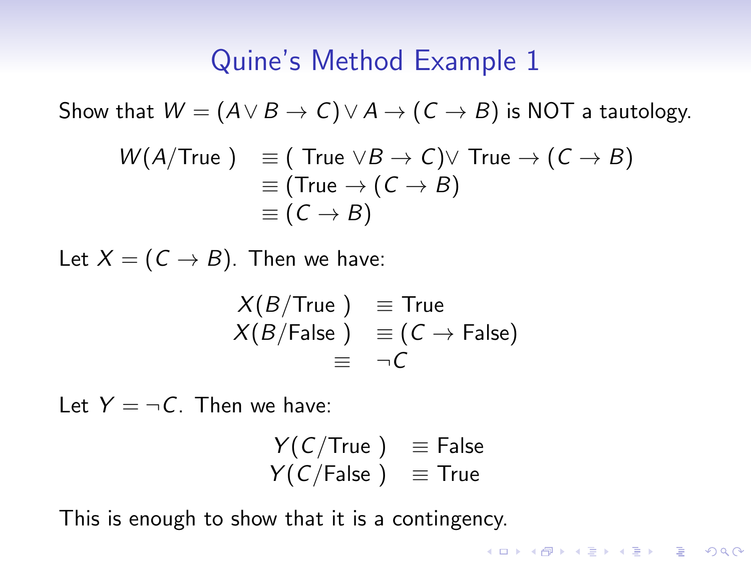# Quine's Method Example 1

Show that $W = (A \vee B \to C) \vee A \to (C \to B)$ is NOT a tautology.

$$
\begin{aligned}
W(A/\text{True}) &\equiv (\text{ True} \vee B \to C) \vee \text{ True} \to (C \to B) \\
&\equiv (\text{True} \to (C \to B) \\
&\equiv (C \to B)
\end{aligned}
$$

Let $X = (C \to B)$. Then we have:

$$
\begin{aligned}
X(B/\text{True}) &\equiv \text{True} \\
X(B/\text{False}) &\equiv (C \to \text{False}) \\
&\equiv \neg C
\end{aligned}
$$

Let $Y = \neg C$. Then we have:

$$
\begin{aligned}
Y(C/\text{True}) &\equiv \text{False} \\
Y(C/\text{False}) &\equiv \text{True}
\end{aligned}
$$

This is enough to show that it is a contingency.